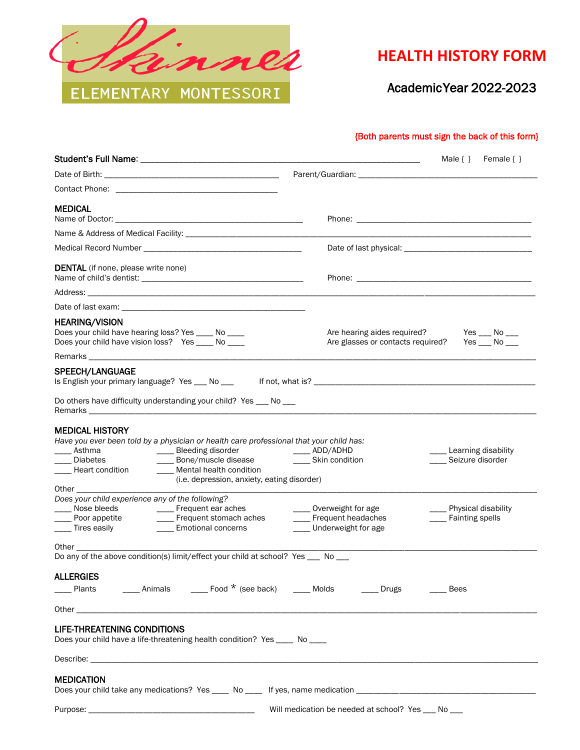Skinner ELEMENTARY MONTESSORI

# HEALTH HISTORY FORM

## AcademicYear 2022-2023

{Both parents must sign the back of this form}

**Student's Full Name**: ______________________________________________ Male { } Female { }

Date of Birth: ________________________________ Parent/Guardian: ________________________________

Contact Phone: ______________________________

### MEDICAL

Name of Doctor: __________________________________ Phone: ________________________________

Name & Address of Medical Facility: ______________________________________________________________

Medical Record Number ____________________________ Date of last physical: ________________________

### DENTAL (if none, please write none)

Name of child's dentist: ______________________________ Phone: ________________________________

Address: ______________________________________________________________________________

Date of last exam: __________________________________

### HEARING/VISION

Does your child have hearing loss? Yes ____ No ____ Are hearing aides required? Yes ___ No ___

Does your child have vision loss? Yes ____ No ____ Are glasses or contacts required? Yes ___ No ___

Remarks ______________________________________________________________________________

### SPEECH/LANGUAGE

Is English your primary language? Yes ___ No ___ If not, what is? ______________________________________

Do others have difficulty understanding your child? Yes ___ No ___

Remarks ______________________________________________________________________________

### MEDICAL HISTORY

*Have you ever been told by a physician or health care professional that your child has:*

____ Asthma ____ Bleeding disorder ____ ADD/ADHD ____ Learning disability

____ Diabetes ____ Bone/muscle disease ____ Skin condition ____ Seizure disorder

____ Heart condition ____ Mental health condition (i.e. depression, anxiety, eating disorder)

Other ______________________________________________________________________________

*Does your child experience any of the following?*

____ Nose bleeds ____ Frequent ear aches ____ Overweight for age ____ Physical disability

____ Poor appetite ____ Frequent stomach aches ____ Frequent headaches ____ Fainting spells

____ Tires easily ____ Emotional concerns ____ Underweight for age

Other ______________________________________________________________________________

Do any of the above condition(s) limit/effect your child at school? Yes ___ No ___

### ALLERGIES

____ Plants ____ Animals ____ Food * (see back) ____ Molds ____ Drugs ____ Bees

Other ______________________________________________________________________________

### LIFE-THREATENING CONDITIONS

Does your child have a life-threatening health condition? Yes ____ No ____

Describe: ______________________________________________________________________________

### MEDICATION

Does your child take any medications? Yes ____ No ____ If yes, name medication ______________________________

Purpose: ______________________________ Will medication be needed at school? Yes ___ No ___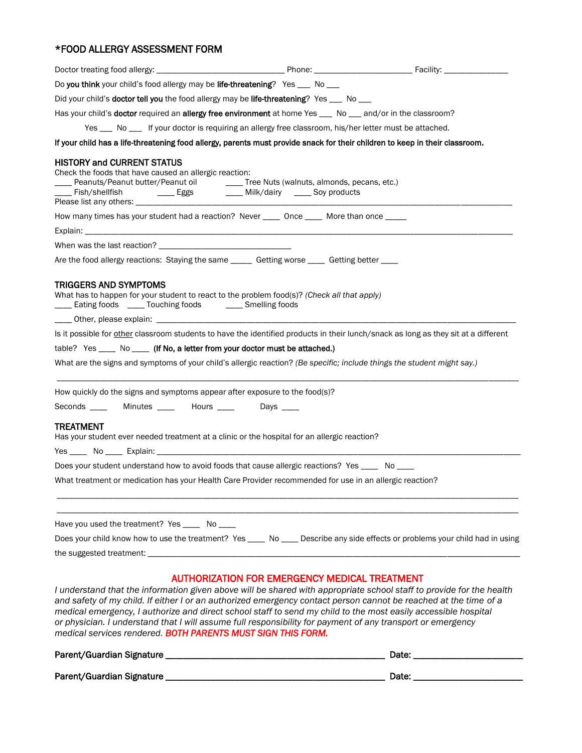## *FOOD ALLERGY ASSESSMENT FORM

Doctor treating food allergy: ______________________________ Phone: ______________________ Facility: _______________

Do **you think** your child's food allergy may be **life-threatening**? Yes ___ No ___

Did your child's **doctor tell you** the food allergy may be **life-threatening**? Yes ___ No ___

Has your child's **doctor** required an **allergy free environment** at home Yes ___ No ___ and/or in the classroom?

Yes ___ No ___ If your doctor is requiring an allergy free classroom, his/her letter must be attached.

**If your child has a life-threatening food allergy, parents must provide snack for their children to keep in their classroom.**

### HISTORY and CURRENT STATUS

Check the foods that have caused an allergic reaction:

____ Peanuts/Peanut butter/Peanut oil ____ Tree Nuts (walnuts, almonds, pecans, etc.)

____ Fish/shellfish ____ Eggs ____ Milk/dairy ____ Soy products

Please list any others: ________________________________________________________________________________

How many times has your student had a reaction? Never ____ Once ____ More than once _____

Explain: ________________________________________________________________________________________

When was the last reaction? _______________________________

Are the food allergy reactions: Staying the same _____ Getting worse ____ Getting better ____

### TRIGGERS AND SYMPTOMS

What has to happen for your student to react to the problem food(s)? *(Check all that apply)*

____ Eating foods ____ Touching foods ____ Smelling foods

____ Other, please explain: _________________________________________________________________________

Is it possible for other classroom students to have the identified products in their lunch/snack as long as they sit at a different table? Yes ____ No ____ **(If No, a letter from your doctor must be attached.)**

What are the signs and symptoms of your child's allergic reaction? *(Be specific; include things the student might say.)*

___________________________________________________________________________________________________

How quickly do the signs and symptoms appear after exposure to the food(s)?

Seconds ____ Minutes ____ Hours ____ Days ____

### TREATMENT

Has your student ever needed treatment at a clinic or the hospital for an allergic reaction?

Yes ____ No ____ Explain: _________________________________________________________________________

Does your student understand how to avoid foods that cause allergic reactions? Yes ____ No ____

What treatment or medication has your Health Care Provider recommended for use in an allergic reaction?

___________________________________________________________________________________________________

___________________________________________________________________________________________________

Have you used the treatment? Yes ____ No ____

Does your child know how to use the treatment? Yes ____ No ____ Describe any side effects or problems your child had in using the suggested treatment: _____________________________________________________________________________

### AUTHORIZATION FOR EMERGENCY MEDICAL TREATMENT

*I understand that the information given above will be shared with appropriate school staff to provide for the health and safety of my child. If either I or an authorized emergency contact person cannot be reached at the time of a medical emergency, I authorize and direct school staff to send my child to the most easily accessible hospital or physician. I understand that I will assume full responsibility for payment of any transport or emergency medical services rendered.* ***BOTH PARENTS MUST SIGN THIS FORM.***

**Parent/Guardian Signature** _____________________________________________ **Date:** _______________________

**Parent/Guardian Signature** _____________________________________________ **Date:** _______________________